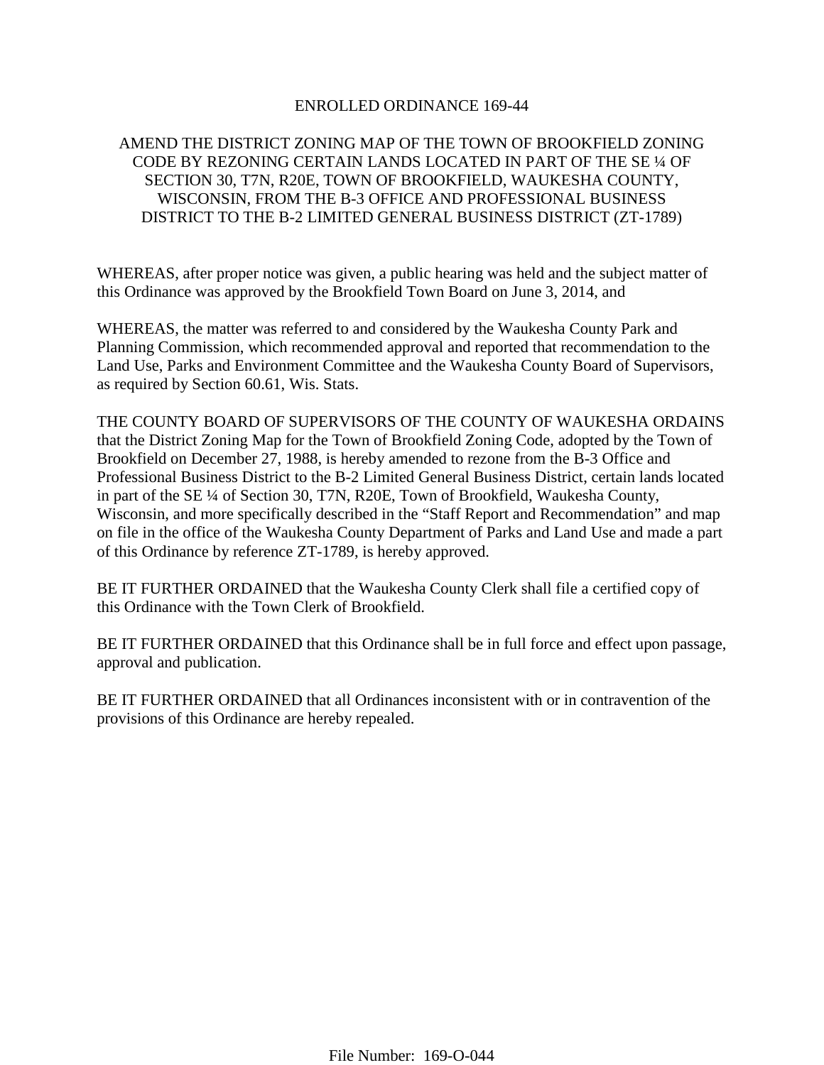# ENROLLED ORDINANCE 169-44

## AMEND THE DISTRICT ZONING MAP OF THE TOWN OF BROOKFIELD ZONING CODE BY REZONING CERTAIN LANDS LOCATED IN PART OF THE SE ¼ OF SECTION 30, T7N, R20E, TOWN OF BROOKFIELD, WAUKESHA COUNTY, WISCONSIN, FROM THE B-3 OFFICE AND PROFESSIONAL BUSINESS DISTRICT TO THE B-2 LIMITED GENERAL BUSINESS DISTRICT (ZT-1789)

WHEREAS, after proper notice was given, a public hearing was held and the subject matter of this Ordinance was approved by the Brookfield Town Board on June 3, 2014, and

WHEREAS, the matter was referred to and considered by the Waukesha County Park and Planning Commission, which recommended approval and reported that recommendation to the Land Use, Parks and Environment Committee and the Waukesha County Board of Supervisors, as required by Section 60.61, Wis. Stats.

THE COUNTY BOARD OF SUPERVISORS OF THE COUNTY OF WAUKESHA ORDAINS that the District Zoning Map for the Town of Brookfield Zoning Code, adopted by the Town of Brookfield on December 27, 1988, is hereby amended to rezone from the B-3 Office and Professional Business District to the B-2 Limited General Business District, certain lands located in part of the SE ¼ of Section 30, T7N, R20E, Town of Brookfield, Waukesha County, Wisconsin, and more specifically described in the "Staff Report and Recommendation" and map on file in the office of the Waukesha County Department of Parks and Land Use and made a part of this Ordinance by reference ZT-1789, is hereby approved.

BE IT FURTHER ORDAINED that the Waukesha County Clerk shall file a certified copy of this Ordinance with the Town Clerk of Brookfield.

BE IT FURTHER ORDAINED that this Ordinance shall be in full force and effect upon passage, approval and publication.

BE IT FURTHER ORDAINED that all Ordinances inconsistent with or in contravention of the provisions of this Ordinance are hereby repealed.

File Number: 169-O-044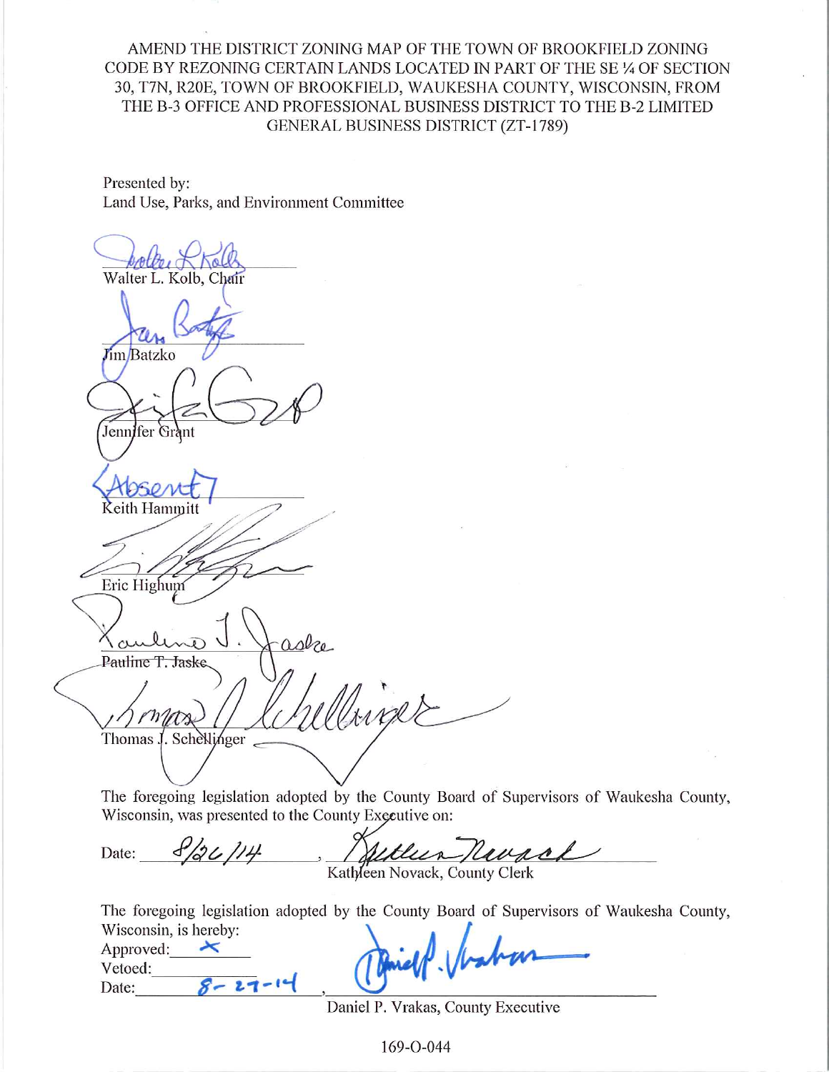AMEND THE DISTRICT ZONING MAP OF THE TOWN OF BROOKFIELD ZONING CODE BY REZONING CERTAIN LANDS LOCATED IN PART OF THE SE ¼ OF SECTION 30, T7N, R20E, TOWN OF BROOKFIELD, WAUKESHA COUNTY, WISCONSIN, FROM THE B-3 OFFICE AND PROFESSIONAL BUSINESS DISTRICT TO THE B-2 LIMITED GENERAL BUSINESS DISTRICT (ZT-1789)

Presented by:
Land Use, Parks, and Environment Committee

Walter L. Kolb, Chair

Jim Batzko

Jennifer Grant

[Absent]
Keith Hammitt

Eric Highum

Pauline T. Jaske

Thomas J. Schellinger

The foregoing legislation adopted by the County Board of Supervisors of Waukesha County, Wisconsin, was presented to the County Executive on:

Date: 8/26/14 , Kathleen Novack, County Clerk

The foregoing legislation adopted by the County Board of Supervisors of Waukesha County, Wisconsin, is hereby:

Approved: X
Vetoed: 
Date: 8-27-14 , Daniel P. Vrakas, County Executive

169-O-044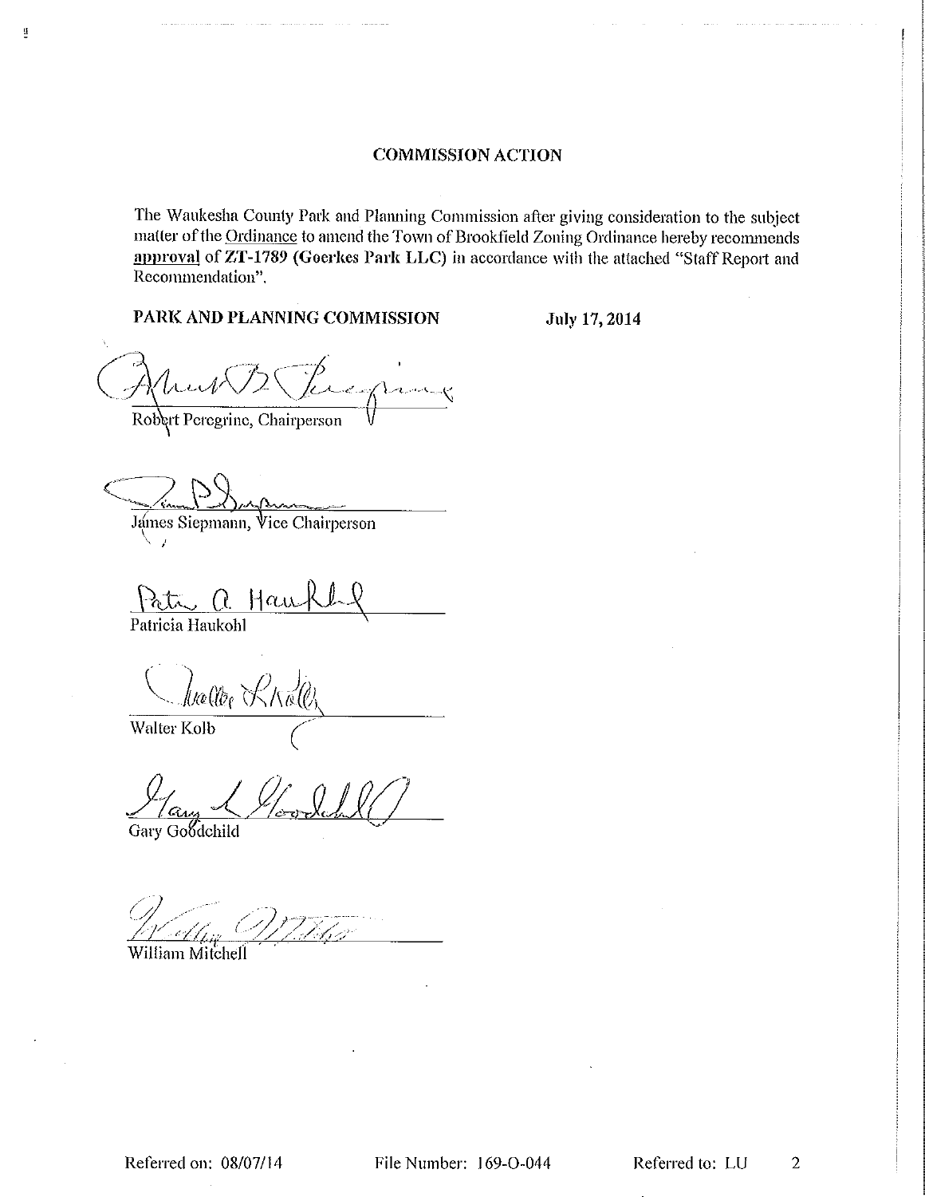## COMMISSION ACTION

The Waukesha County Park and Planning Commission after giving consideration to the subject matter of the Ordinance to amend the Town of Brookfield Zoning Ordinance hereby recommends **approval** of **ZT-1789 (Goerkes Park LLC)** in accordance with the attached "Staff Report and Recommendation".

**PARK AND PLANNING COMMISSION** **July 17, 2014**

Robert Peregrine, Chairperson

James Siepmann, Vice Chairperson

Patricia Haukohl

Walter Kolb

Gary Goodchild

William Mitchell

Referred on: 08/07/14 File Number: 169-O-044 Referred to: LU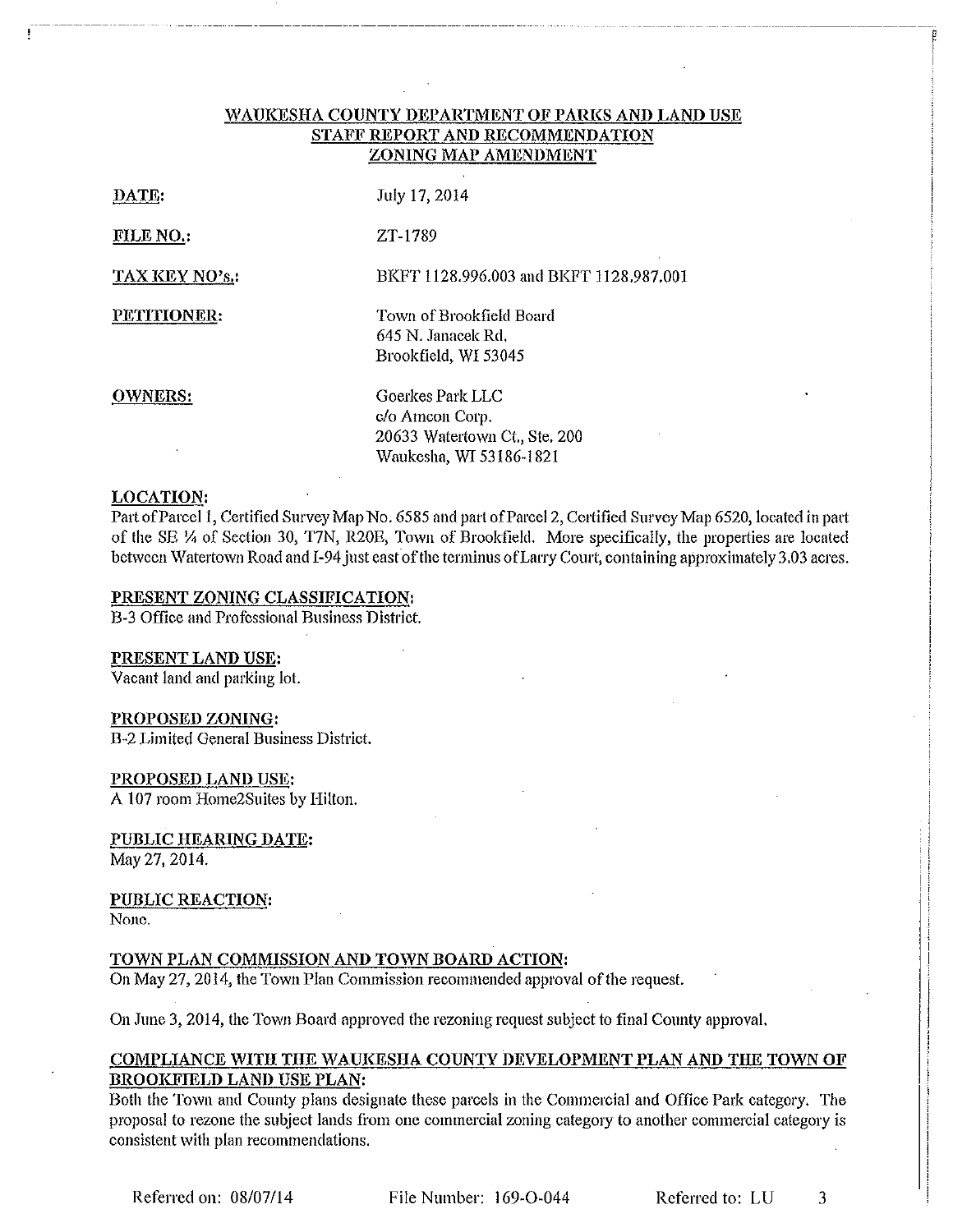# WAUKESHA COUNTY DEPARTMENT OF PARKS AND LAND USE
## STAFF REPORT AND RECOMMENDATION
## ZONING MAP AMENDMENT

**DATE:** July 17, 2014

**FILE NO.:** ZT-1789

**TAX KEY NO's.:** BKFT 1128.996.003 and BKFT 1128.987.001

**PETITIONER:** Town of Brookfield Board
645 N. Janacek Rd.
Brookfield, WI 53045

**OWNERS:** Goerkes Park LLC
c/o Amcon Corp.
20633 Watertown Ct., Ste. 200
Waukesha, WI 53186-1821

**LOCATION:**
Part of Parcel 1, Certified Survey Map No. 6585 and part of Parcel 2, Certified Survey Map 6520, located in part of the SE ¼ of Section 30, T7N, R20E, Town of Brookfield. More specifically, the properties are located between Watertown Road and I-94 just east of the terminus of Larry Court, containing approximately 3.03 acres.

**PRESENT ZONING CLASSIFICATION:**
B-3 Office and Professional Business District.

**PRESENT LAND USE:**
Vacant land and parking lot.

**PROPOSED ZONING:**
B-2 Limited General Business District.

**PROPOSED LAND USE:**
A 107 room Home2Suites by Hilton.

**PUBLIC HEARING DATE:**
May 27, 2014.

**PUBLIC REACTION:**
None.

**TOWN PLAN COMMISSION AND TOWN BOARD ACTION:**
On May 27, 2014, the Town Plan Commission recommended approval of the request.

On June 3, 2014, the Town Board approved the rezoning request subject to final County approval.

**COMPLIANCE WITH THE WAUKESHA COUNTY DEVELOPMENT PLAN AND THE TOWN OF BROOKFIELD LAND USE PLAN:**
Both the Town and County plans designate these parcels in the Commercial and Office Park category. The proposal to rezone the subject lands from one commercial zoning category to another commercial category is consistent with plan recommendations.

Referred on: 08/07/14 File Number: 169-O-044 Referred to: LU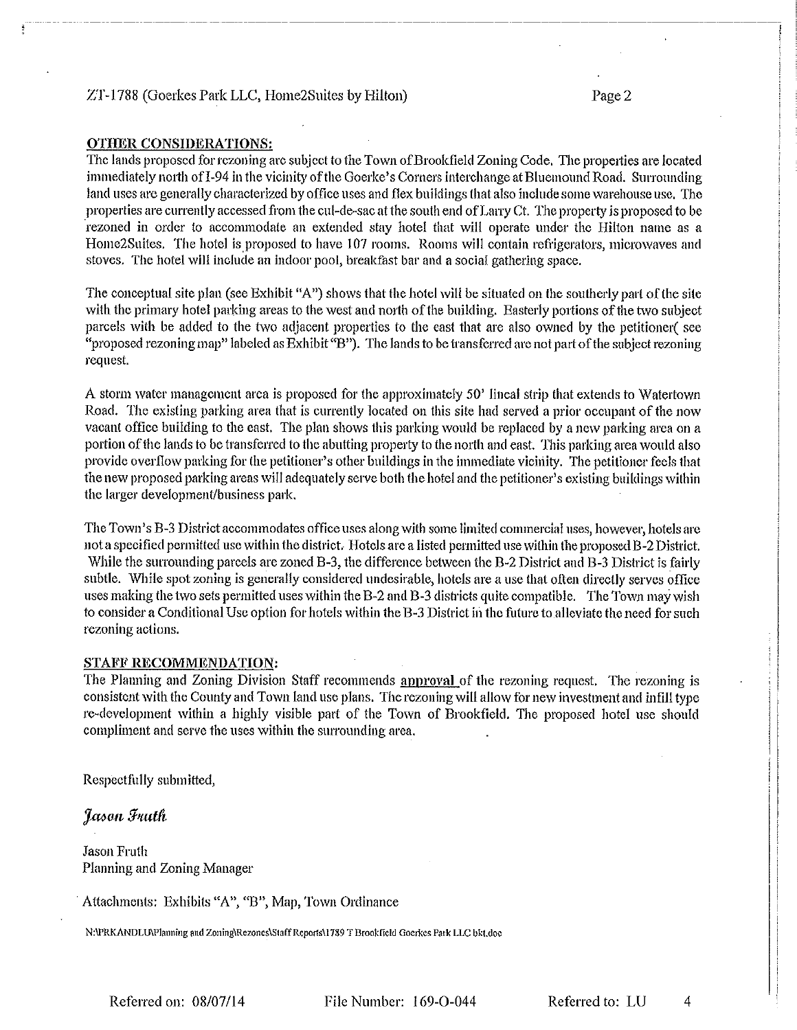## OTHER CONSIDERATIONS:

The lands proposed for rezoning are subject to the Town of Brookfield Zoning Code. The properties are located immediately north of I-94 in the vicinity of the Goerke's Corners interchange at Bluemound Road. Surrounding land uses are generally characterized by office uses and flex buildings that also include some warehouse use. The properties are currently accessed from the cul-de-sac at the south end of Larry Ct. The property is proposed to be rezoned in order to accommodate an extended stay hotel that will operate under the Hilton name as a Home2Suites. The hotel is proposed to have 107 rooms. Rooms will contain refrigerators, microwaves and stoves. The hotel will include an indoor pool, breakfast bar and a social gathering space.

The conceptual site plan (see Exhibit "A") shows that the hotel will be situated on the southerly part of the site with the primary hotel parking areas to the west and north of the building. Easterly portions of the two subject parcels with be added to the two adjacent properties to the east that are also owned by the petitioner( see "proposed rezoning map" labeled as Exhibit "B"). The lands to be transferred are not part of the subject rezoning request.

A storm water management area is proposed for the approximately 50' lineal strip that extends to Watertown Road. The existing parking area that is currently located on this site had served a prior occupant of the now vacant office building to the east. The plan shows this parking would be replaced by a new parking area on a portion of the lands to be transferred to the abutting property to the north and east. This parking area would also provide overflow parking for the petitioner's other buildings in the immediate vicinity. The petitioner feels that the new proposed parking areas will adequately serve both the hotel and the petitioner's existing buildings within the larger development/business park.

The Town's B-3 District accommodates office uses along with some limited commercial uses, however, hotels are not a specified permitted use within the district. Hotels are a listed permitted use within the proposed B-2 District. While the surrounding parcels are zoned B-3, the difference between the B-2 District and B-3 District is fairly subtle. While spot zoning is generally considered undesirable, hotels are a use that often directly serves office uses making the two sets permitted uses within the B-2 and B-3 districts quite compatible. The Town may wish to consider a Conditional Use option for hotels within the B-3 District in the future to alleviate the need for such rezoning actions.

## STAFF RECOMMENDATION:

The Planning and Zoning Division Staff recommends <u>approval</u> of the rezoning request. The rezoning is consistent with the County and Town land use plans. The rezoning will allow for new investment and infill type re-development within a highly visible part of the Town of Brookfield. The proposed hotel use should compliment and serve the uses within the surrounding area.

Respectfully submitted,

*Jason Fruth*

Jason Fruth
Planning and Zoning Manager

Attachments: Exhibits "A", "B", Map, Town Ordinance

N:\PRKANDLU\Planning and Zoning\Rezones\Staff Reports\1789 T Brookfield Goerkes Park LLC bkt.doc

Referred on: 08/07/14 File Number: 169-O-044 Referred to: LU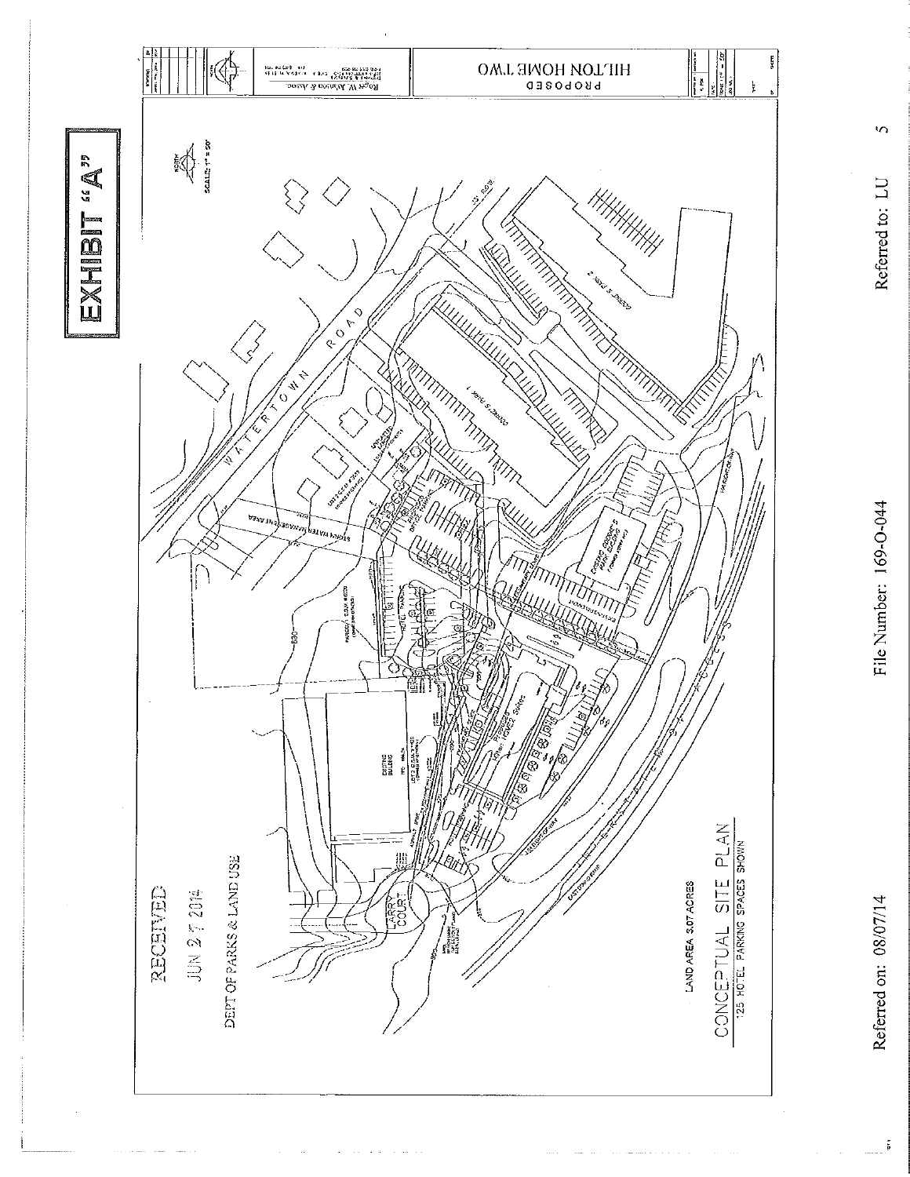# EXHIBIT "A"

RECEIVED

JUN 27 2014

DEPT OF PARKS & LAND USE

LAND AREA 3.07 ACRES

CONCEPTUAL SITE PLAN

125 HOTEL PARKING SPACES SHOWN

PROPOSED

HILTON HOME TWO

Roger W. Johnson & Assoc.

SCALE: 1" = 50'

WATERTOWN ROAD

LARRY COURT

Referred on: 08/07/14

File Number: 169-O-044

Referred to: LU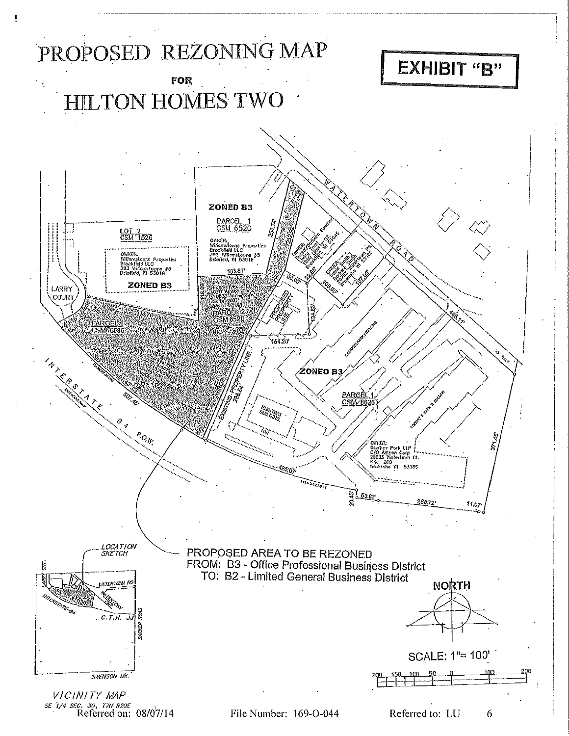# PROPOSED REZONING MAP

**FOR**

# HILTON HOMES TWO

**EXHIBIT "B"**

WATERTOWN ROAD

ZONED B3

PARCEL 1
CSM 6520

OWNER:
Wildemstowne Properties
Brookfield LLC
383 Wildemstowne #5
Delafield, WI 53018

LOT 2
CSM 1526

OWNER:
Wildemstowne Properties
Brookfield LLC
383 Wildemstowne #5
Delafield, WI 53018

ZONED B3

LARRY COURT

PARCEL 1
CSM 6585

PARCEL 2
CSM 6520

PROPOSED PROPERTY LINE

EXISTING PROPERTY LINE

ZONED B3

PARCEL 1
CSM 8626

EXISTING BUILDING

OWNER:
Ozarkes Park LLP
C/O Arnson Corp
20633 Watertown Ct.
Suite 200
Waukesha WI 53186

INTERSTATE 94 R.O.W.

254.74' 183.87' 88.00' 108.90' 167.00' 468.11' 164.20' 134.83' 288.64' 601.45' 426.07' 69.61' 268.72' 11.97' 371.45' 20.45'

PROPOSED AREA TO BE REZONED
FROM: B3 - Office Professional Business District
TO: B2 - Limited General Business District

LOCATION SKETCH

LARRY CRT. WATERTOWN RD. INTERSTATE-94 C.T.H. JJ BARKER ROAD SWENSON DR.

*VICINITY MAP*
*SE 1/4 SEC. 30, T7N R20E*

NORTH

SCALE: 1"= 100'

200 150 100 50 0 100 200

Referred on: 08/07/14 File Number: 169-O-044 Referred to: LU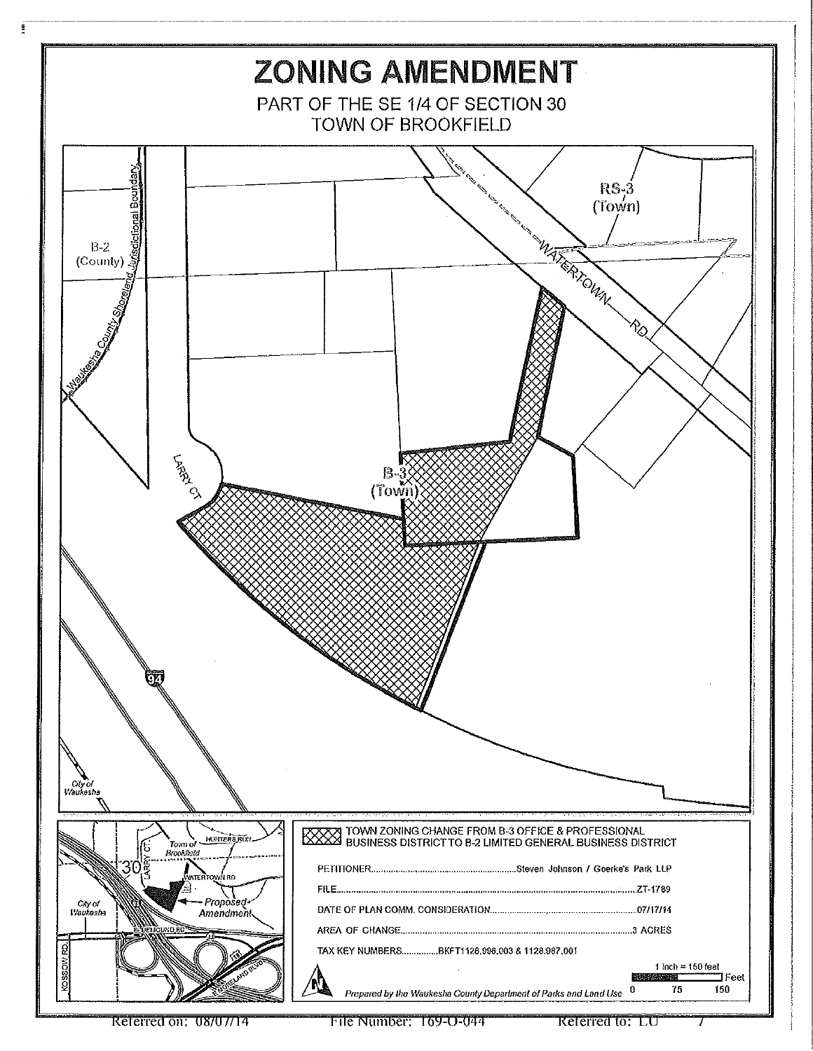# ZONING AMENDMENT

PART OF THE SE 1/4 OF SECTION 30
TOWN OF BROOKFIELD

RS-3 (Town)

B-2 (County)

Waukesha County Shoreland Jurisdictional Boundary

WATERTOWN RD

LARRY CT

B-3 (Town)

94

City of Waukesha

TOWN ZONING CHANGE FROM B-3 OFFICE & PROFESSIONAL BUSINESS DISTRICT TO B-2 LIMITED GENERAL BUSINESS DISTRICT

PETITIONER............................................................Steven Johnson / Goerke's Park LLP

FILE.........................................................................................................ZT-1789

DATE OF PLAN COMM. CONSIDERATION..........................................07/17/14

AREA OF CHANGE..........................................................................3 ACRES

TAX KEY NUMBERS...............BKFT1128.996.003 & 1128.987.001

1 inch = 150 feet

0 75 150 Feet

*Prepared by the Waukesha County Department of Parks and Land Use*

Town of Brookfield | HUNTERS RUN | 30 | LARRY CT. | WATERTOWN RD | City of Waukesha | Proposed Amendment | BLUEMOUND RD | MOORELAND BLVD | KOSSOW RD.

Referred on: 08/07/14 File Number: 169-O-044 Referred to: LU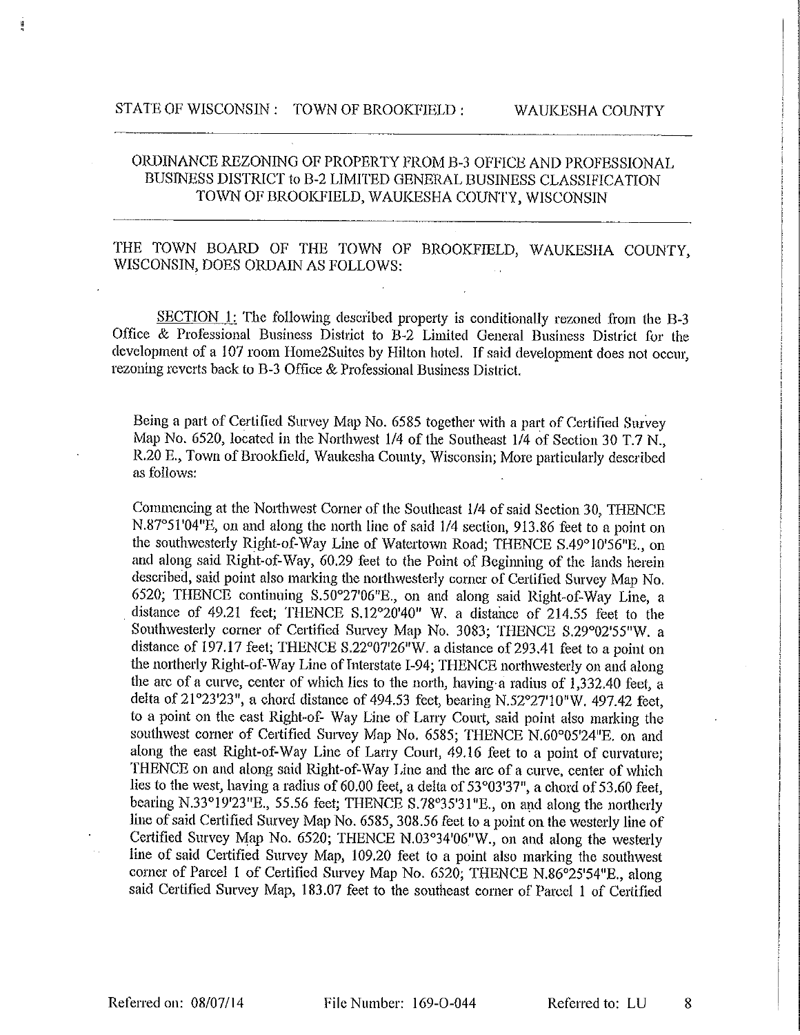STATE OF WISCONSIN : TOWN OF BROOKFIELD : WAUKESHA COUNTY

---

ORDINANCE REZONING OF PROPERTY FROM B-3 OFFICE AND PROFESSIONAL BUSINESS DISTRICT to B-2 LIMITED GENERAL BUSINESS CLASSIFICATION TOWN OF BROOKFIELD, WAUKESHA COUNTY, WISCONSIN

---

THE TOWN BOARD OF THE TOWN OF BROOKFIELD, WAUKESHA COUNTY, WISCONSIN, DOES ORDAIN AS FOLLOWS:

SECTION 1: The following described property is conditionally rezoned from the B-3 Office & Professional Business District to B-2 Limited General Business District for the development of a 107 room Home2Suites by Hilton hotel. If said development does not occur, rezoning reverts back to B-3 Office & Professional Business District.

Being a part of Certified Survey Map No. 6585 together with a part of Certified Survey Map No. 6520, located in the Northwest 1/4 of the Southeast 1/4 of Section 30 T.7 N., R.20 E., Town of Brookfield, Waukesha County, Wisconsin; More particularly described as follows:

Commencing at the Northwest Corner of the Southeast 1/4 of said Section 30, THENCE N.87°51'04"E, on and along the north line of said 1/4 section, 913.86 feet to a point on the southwesterly Right-of-Way Line of Watertown Road; THENCE S.49°10'56"E., on and along said Right-of-Way, 60.29 feet to the Point of Beginning of the lands herein described, said point also marking the northwesterly corner of Certified Survey Map No. 6520; THENCE continuing S.50°27'06"E., on and along said Right-of-Way Line, a distance of 49.21 feet; THENCE S.12°20'40" W. a distance of 214.55 feet to the Southwesterly corner of Certified Survey Map No. 3083; THENCE S.29°02'55"W. a distance of 197.17 feet; THENCE S.22°07'26"W. a distance of 293.41 feet to a point on the northerly Right-of-Way Line of Interstate I-94; THENCE northwesterly on and along the arc of a curve, center of which lies to the north, having a radius of 1,332.40 feet, a delta of 21°23'23", a chord distance of 494.53 feet, bearing N.52°27'10"W. 497.42 feet, to a point on the east Right-of- Way Line of Larry Court, said point also marking the southwest corner of Certified Survey Map No. 6585; THENCE N.60°05'24"E. on and along the east Right-of-Way Line of Larry Court, 49.16 feet to a point of curvature; THENCE on and along said Right-of-Way Line and the arc of a curve, center of which lies to the west, having a radius of 60.00 feet, a delta of 53°03'37", a chord of 53.60 feet, bearing N.33°19'23"E., 55.56 feet; THENCE S.78°35'31"E., on and along the northerly line of said Certified Survey Map No. 6585, 308.56 feet to a point on the westerly line of Certified Survey Map No. 6520; THENCE N.03°34'06"W., on and along the westerly line of said Certified Survey Map, 109.20 feet to a point also marking the southwest corner of Parcel 1 of Certified Survey Map No. 6520; THENCE N.86°25'54"E., along said Certified Survey Map, 183.07 feet to the southeast corner of Parcel 1 of Certified

Referred on: 08/07/14 File Number: 169-O-044 Referred to: LU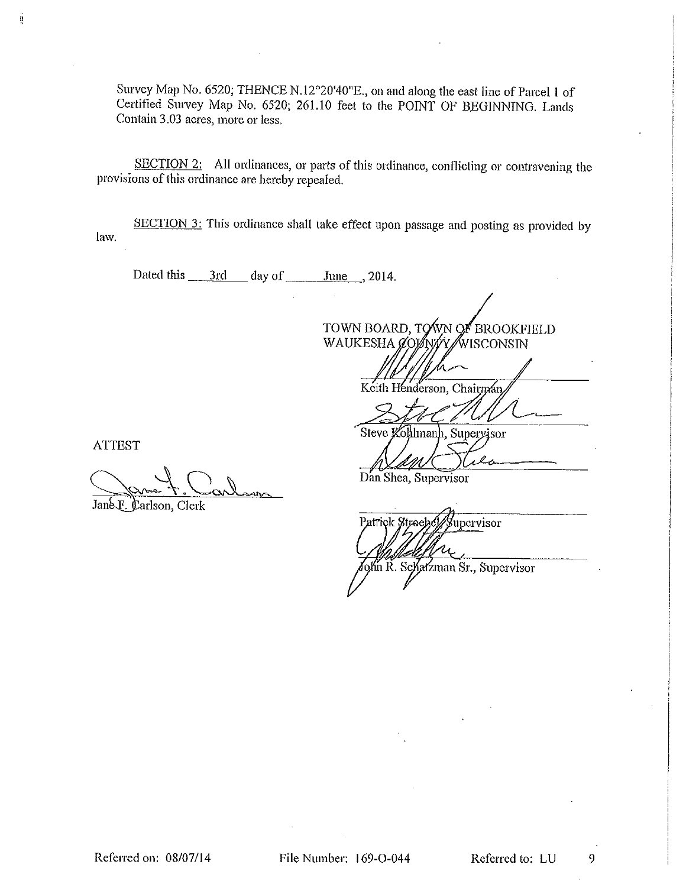Survey Map No. 6520; THENCE N.12°20'40"E., on and along the east line of Parcel 1 of Certified Survey Map No. 6520; 261.10 feet to the POINT OF BEGINNING. Lands Contain 3.03 acres, more or less.

SECTION 2: All ordinances, or parts of this ordinance, conflicting or contravening the provisions of this ordinance are hereby repealed.

SECTION 3: This ordinance shall take effect upon passage and posting as provided by law.

Dated this 3rd day of June, 2014.

TOWN BOARD, TOWN OF BROOKFIELD
WAUKESHA COUNTY, WISCONSIN

Keith Henderson, Chairman

Steve Kohlmann, Supervisor

Dan Shea, Supervisor

Patrick Stroebel, Supervisor

John R. Schatzman Sr., Supervisor

ATTEST

Jane F. Carlson, Clerk

Referred on: 08/07/14 File Number: 169-O-044 Referred to: LU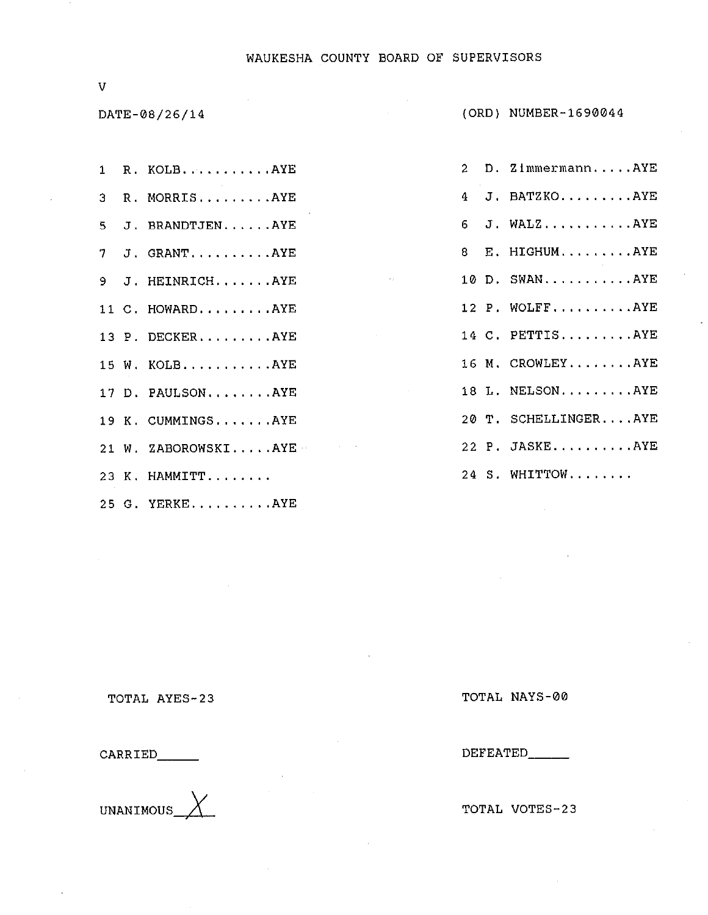# WAUKESHA COUNTY BOARD OF SUPERVISORS

V

DATE-08/26/14

(ORD) NUMBER-1690044

| | |
|---|---|
| 1 R. KOLB...........AYE | 2 D. Zimmermann.....AYE |
| 3 R. MORRIS.........AYE | 4 J. BATZKO.........AYE |
| 5 J. BRANDTJEN......AYE | 6 J. WALZ...........AYE |
| 7 J. GRANT..........AYE | 8 E. HIGHUM.........AYE |
| 9 J. HEINRICH.......AYE | 10 D. SWAN...........AYE |
| 11 C. HOWARD.........AYE | 12 P. WOLFF..........AYE |
| 13 P. DECKER.........AYE | 14 C. PETTIS.........AYE |
| 15 W. KOLB...........AYE | 16 M. CROWLEY........AYE |
| 17 D. PAULSON........AYE | 18 L. NELSON.........AYE |
| 19 K. CUMMINGS.......AYE | 20 T. SCHELLINGER....AYE |
| 21 W. ZABOROWSKI.....AYE | 22 P. JASKE..........AYE |
| 23 K. HAMMITT........ | 24 S. WHITTOW........ |
| 25 G. YERKE..........AYE | |

TOTAL AYES-23

TOTAL NAYS-00

CARRIED______

DEFEATED______

UNANIMOUS__X__

TOTAL VOTES-23